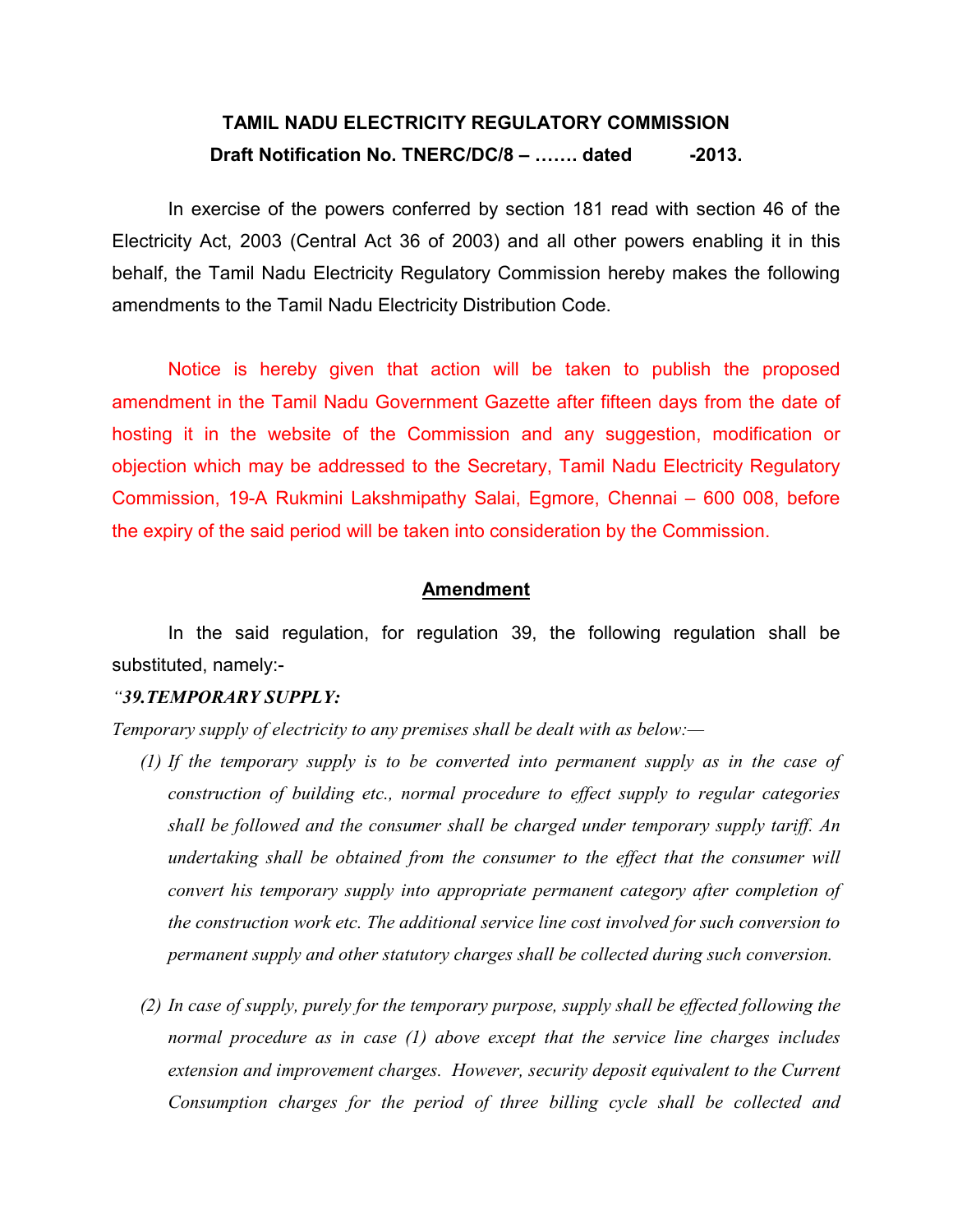# TAMIL NADU ELECTRICITY REGULATORY COMMISSION

## Draft Notification No. TNERC/DC/8 – ……. dated -2013.

In exercise of the powers conferred by section 181 read with section 46 of the Electricity Act, 2003 (Central Act 36 of 2003) and all other powers enabling it in this behalf, the Tamil Nadu Electricity Regulatory Commission hereby makes the following amendments to the Tamil Nadu Electricity Distribution Code.

Notice is hereby given that action will be taken to publish the proposed amendment in the Tamil Nadu Government Gazette after fifteen days from the date of hosting it in the website of the Commission and any suggestion, modification or objection which may be addressed to the Secretary, Tamil Nadu Electricity Regulatory Commission, 19-A Rukmini Lakshmipathy Salai, Egmore, Chennai – 600 008, before the expiry of the said period will be taken into consideration by the Commission.

### Amendment

In the said regulation, for regulation 39, the following regulation shall be substituted, namely:-

***"39. TEMPORARY SUPPLY:***

*Temporary supply of electricity to any premises shall be dealt with as below:—*

*(1) If the temporary supply is to be converted into permanent supply as in the case of construction of building etc., normal procedure to effect supply to regular categories shall be followed and the consumer shall be charged under temporary supply tariff. An undertaking shall be obtained from the consumer to the effect that the consumer will convert his temporary supply into appropriate permanent category after completion of the construction work etc. The additional service line cost involved for such conversion to permanent supply and other statutory charges shall be collected during such conversion.*

*(2) In case of supply, purely for the temporary purpose, supply shall be effected following the normal procedure as in case (1) above except that the service line charges includes extension and improvement charges. However, security deposit equivalent to the Current Consumption charges for the period of three billing cycle shall be collected and*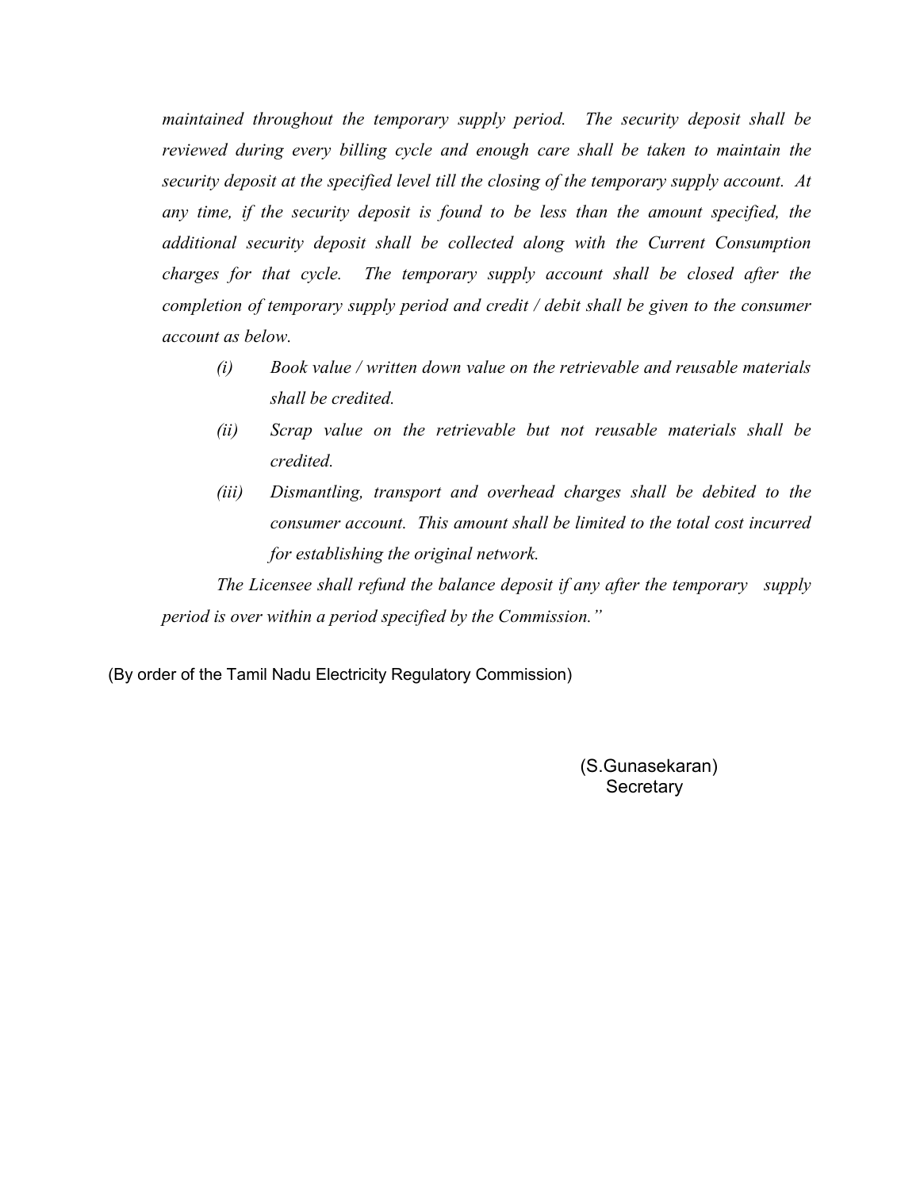*maintained throughout the temporary supply period. The security deposit shall be reviewed during every billing cycle and enough care shall be taken to maintain the security deposit at the specified level till the closing of the temporary supply account. At any time, if the security deposit is found to be less than the amount specified, the additional security deposit shall be collected along with the Current Consumption charges for that cycle. The temporary supply account shall be closed after the completion of temporary supply period and credit / debit shall be given to the consumer account as below.*

- *(i) Book value / written down value on the retrievable and reusable materials shall be credited.*
- *(ii) Scrap value on the retrievable but not reusable materials shall be credited.*
- *(iii) Dismantling, transport and overhead charges shall be debited to the consumer account. This amount shall be limited to the total cost incurred for establishing the original network.*

*The Licensee shall refund the balance deposit if any after the temporary supply period is over within a period specified by the Commission."*

(By order of the Tamil Nadu Electricity Regulatory Commission)

(S.Gunasekaran)
Secretary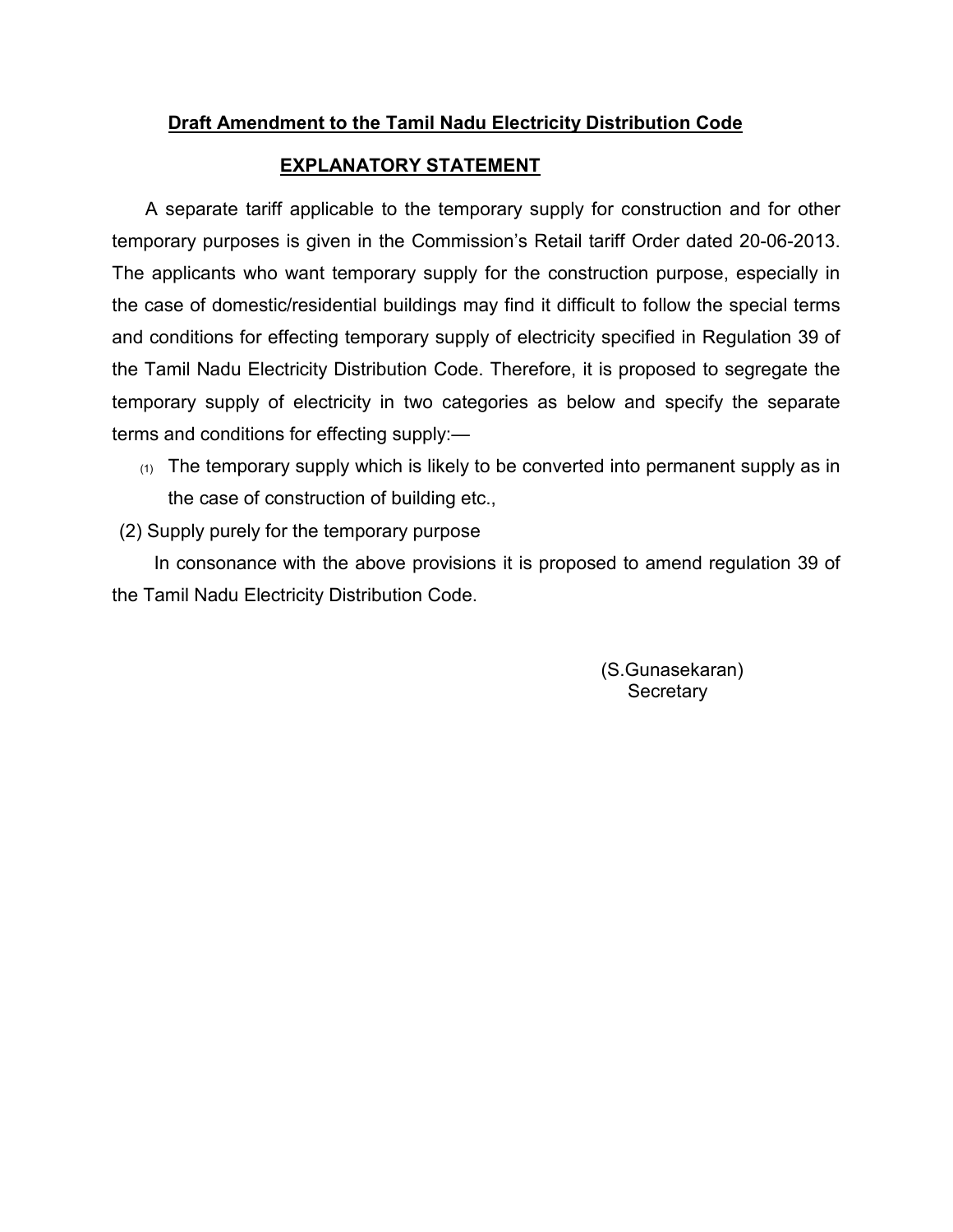**<u>Draft Amendment to the Tamil Nadu Electricity Distribution Code</u>**

**<u>EXPLANATORY STATEMENT</u>**

A separate tariff applicable to the temporary supply for construction and for other temporary purposes is given in the Commission's Retail tariff Order dated 20-06-2013. The applicants who want temporary supply for the construction purpose, especially in the case of domestic/residential buildings may find it difficult to follow the special terms and conditions for effecting temporary supply of electricity specified in Regulation 39 of the Tamil Nadu Electricity Distribution Code. Therefore, it is proposed to segregate the temporary supply of electricity in two categories as below and specify the separate terms and conditions for effecting supply:—

(1) The temporary supply which is likely to be converted into permanent supply as in the case of construction of building etc.,

(2) Supply purely for the temporary purpose

In consonance with the above provisions it is proposed to amend regulation 39 of the Tamil Nadu Electricity Distribution Code.

(S.Gunasekaran)
Secretary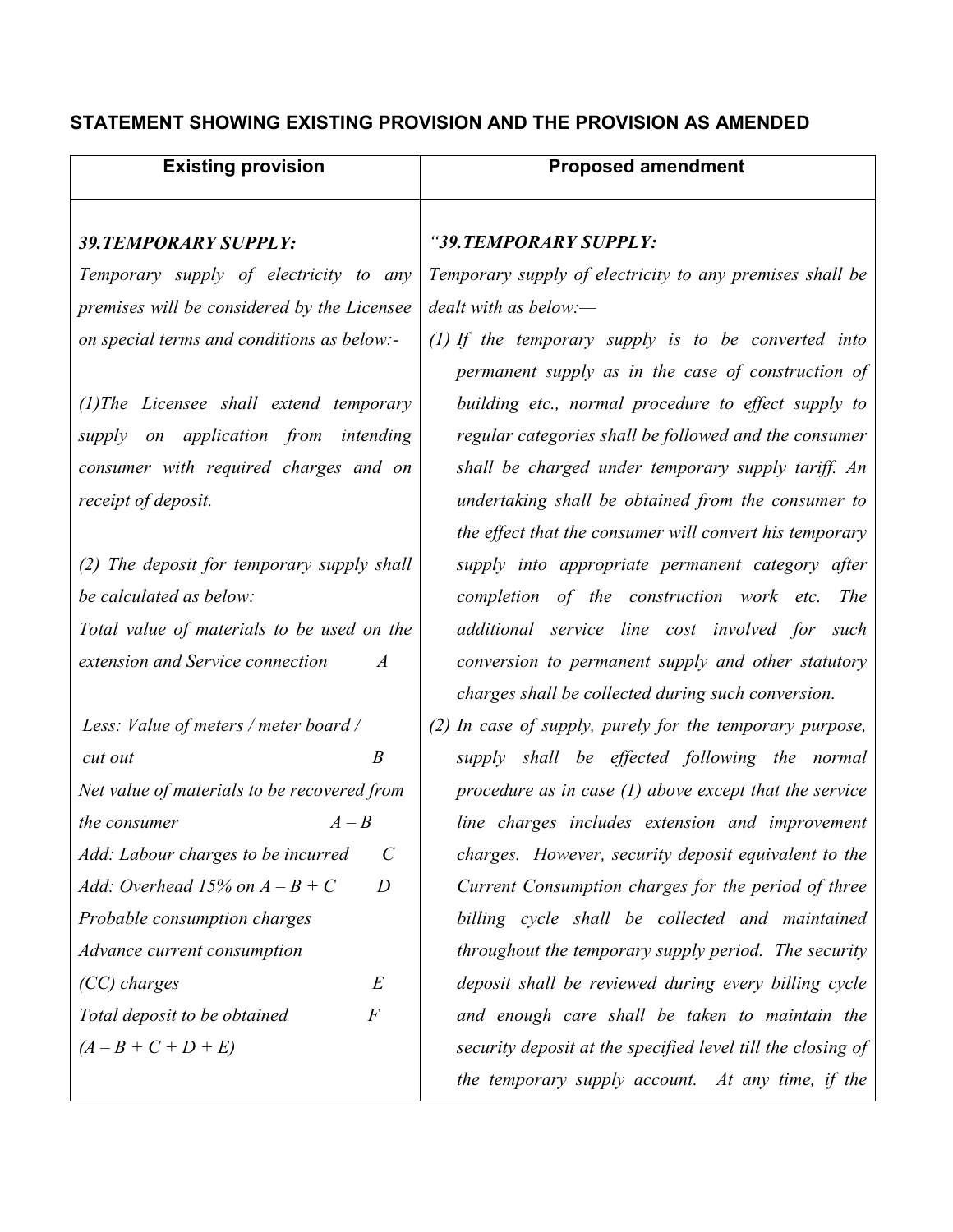## STATEMENT SHOWING EXISTING PROVISION AND THE PROVISION AS AMENDED

| Existing provision | Proposed amendment |
|---|---|
| ***39.TEMPORARY SUPPLY:*** <br> *Temporary supply of electricity to any premises will be considered by the Licensee on special terms and conditions as below:-* <br><br> *(1)The Licensee shall extend temporary supply on application from intending consumer with required charges and on receipt of deposit.* <br><br> *(2) The deposit for temporary supply shall be calculated as below:* <br> *Total value of materials to be used on the extension and Service connection    A* <br><br> *Less: Value of meters / meter board / cut out    B* <br> *Net value of materials to be recovered from the consumer    A – B* <br> *Add: Labour charges to be incurred    C* <br> *Add: Overhead 15% on A – B + C    D* <br> *Probable consumption charges* <br> *Advance current consumption (CC) charges    E* <br> *Total deposit to be obtained    F* <br> *(A – B + C + D + E)* | ***"39.TEMPORARY SUPPLY:*** <br> *Temporary supply of electricity to any premises shall be dealt with as below:—* <br> *(1) If the temporary supply is to be converted into permanent supply as in the case of construction of building etc., normal procedure to effect supply to regular categories shall be followed and the consumer shall be charged under temporary supply tariff. An undertaking shall be obtained from the consumer to the effect that the consumer will convert his temporary supply into appropriate permanent category after completion of the construction work etc. The additional service line cost involved for such conversion to permanent supply and other statutory charges shall be collected during such conversion.* <br> *(2) In case of supply, purely for the temporary purpose, supply shall be effected following the normal procedure as in case (1) above except that the service line charges includes extension and improvement charges. However, security deposit equivalent to the Current Consumption charges for the period of three billing cycle shall be collected and maintained throughout the temporary supply period. The security deposit shall be reviewed during every billing cycle and enough care shall be taken to maintain the security deposit at the specified level till the closing of the temporary supply account. At any time, if the* |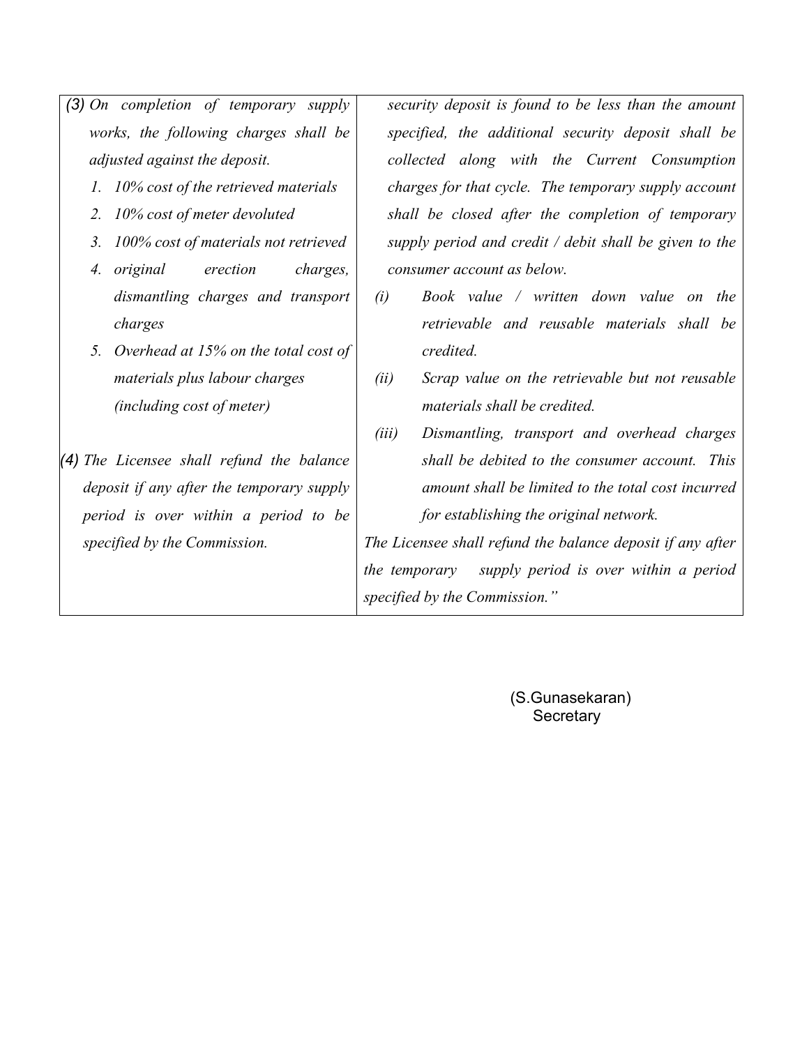| | |
|---|---|
| *(3) On completion of temporary supply works, the following charges shall be adjusted against the deposit.*<br>*1. 10% cost of the retrieved materials*<br>*2. 10% cost of meter devoluted*<br>*3. 100% cost of materials not retrieved*<br>*4. original erection charges, dismantling charges and transport charges*<br>*5. Overhead at 15% on the total cost of materials plus labour charges (including cost of meter)*<br><br>*(4) The Licensee shall refund the balance deposit if any after the temporary supply period is over within a period to be specified by the Commission.* | *security deposit is found to be less than the amount specified, the additional security deposit shall be collected along with the Current Consumption charges for that cycle. The temporary supply account shall be closed after the completion of temporary supply period and credit / debit shall be given to the consumer account as below.*<br>*(i) Book value / written down value on the retrievable and reusable materials shall be credited.*<br>*(ii) Scrap value on the retrievable but not reusable materials shall be credited.*<br>*(iii) Dismantling, transport and overhead charges shall be debited to the consumer account. This amount shall be limited to the total cost incurred for establishing the original network.*<br>*The Licensee shall refund the balance deposit if any after the temporary supply period is over within a period specified by the Commission."* |

(S.Gunasekaran)
Secretary